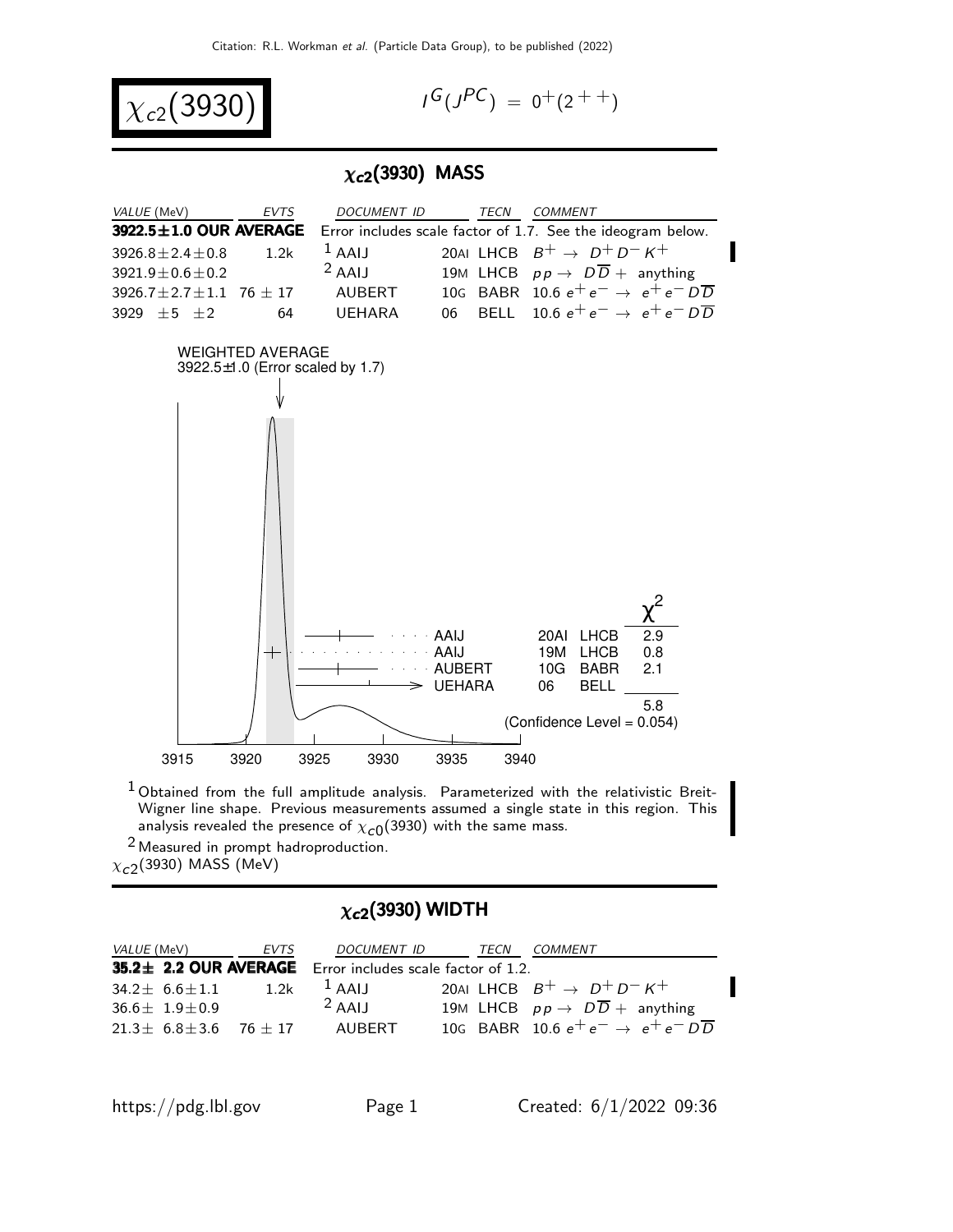Citation: R.L. Workman et al. (Particle Data Group), to be published (2022)

# $\chi_{c2}(3930)$

$I^G(J^{PC}) = 0^+(2^{++})$

## $\chi_{c2}(3930)$ MASS

| VALUE (MeV) | EVTS | DOCUMENT ID | | TECN | COMMENT |
|---|---|---|---|---|---|
| **3922.5±1.0 OUR AVERAGE** | | Error includes scale factor of 1.7. See the ideogram below. | | | |
| $3926.8 \pm 2.4 \pm 0.8$ | 1.2k | [1] AAIJ | 20AI | LHCB | $B^+ \to D^+ D^- K^+$ |
| $3921.9 \pm 0.6 \pm 0.2$ | | [2] AAIJ | 19M | LHCB | $pp \to D\overline{D} +$ anything |
| $3926.7 \pm 2.7 \pm 1.1$ | $76 \pm 17$ | AUBERT | 10G | BABR | $10.6\ e^+e^- \to e^+e^- D\overline{D}$ |
| $3929 \pm 5 \pm 2$ | 64 | UEHARA | 06 | BELL | $10.6\ e^+e^- \to e^+e^- D\overline{D}$ |

WEIGHTED AVERAGE
3922.5±1.0 (Error scaled by 1.7)

| | | | $\chi^2$ |
|---|---|---|---|
| AAIJ | 20AI | LHCB | 2.9 |
| AAIJ | 19M | LHCB | 0.8 |
| AUBERT | 10G | BABR | 2.1 |
| UEHARA | 06 | BELL | |
| | | | 5.8 |

(Confidence Level = 0.054)

$\chi_{c2}(3930)$ MASS (MeV)

[1] Obtained from the full amplitude analysis. Parameterized with the relativistic Breit-Wigner line shape. Previous measurements assumed a single state in this region. This analysis revealed the presence of $\chi_{c0}(3930)$ with the same mass.

[2] Measured in prompt hadroproduction.

## $\chi_{c2}(3930)$ WIDTH

| VALUE (MeV) | EVTS | DOCUMENT ID | | TECN | COMMENT |
|---|---|---|---|---|---|
| **35.2± 2.2 OUR AVERAGE** | | Error includes scale factor of 1.2. | | | |
| $34.2 \pm 6.6 \pm 1.1$ | 1.2k | [1] AAIJ | 20AI | LHCB | $B^+ \to D^+ D^- K^+$ |
| $36.6 \pm 1.9 \pm 0.9$ | | [2] AAIJ | 19M | LHCB | $pp \to D\overline{D} +$ anything |
| $21.3 \pm 6.8 \pm 3.6$ | $76 \pm 17$ | AUBERT | 10G | BABR | $10.6\ e^+e^- \to e^+e^- D\overline{D}$ |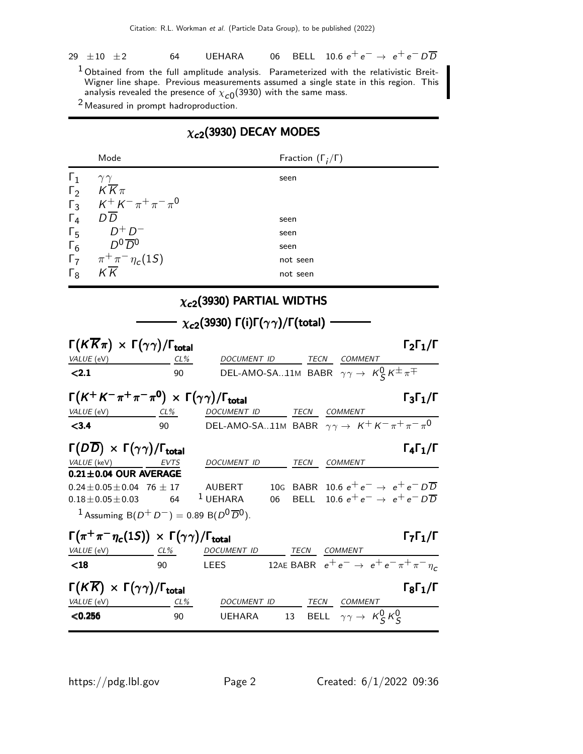| | | | | | |
|---|---|---|---|---|---|
| 29 ±10 ±2 | 64 | UEHARA | 06 | BELL | 10.6 $e^+e^- \to e^+e^- D\overline{D}$ |

[1] Obtained from the full amplitude analysis. Parameterized with the relativistic Breit-Wigner line shape. Previous measurements assumed a single state in this region. This analysis revealed the presence of $\chi_{c0}(3930)$ with the same mass.

[2] Measured in prompt hadroproduction.

## $\chi_{c2}(3930)$ DECAY MODES

| | Mode | Fraction ($\Gamma_i/\Gamma$) |
|---|---|---|
| $\Gamma_1$ | $\gamma\gamma$ | seen |
| $\Gamma_2$ | $K\overline{K}\pi$ | |
| $\Gamma_3$ | $K^+K^-\pi^+\pi^-\pi^0$ | |
| $\Gamma_4$ | $D\overline{D}$ | seen |
| $\Gamma_5$ | $D^+D^-$ | seen |
| $\Gamma_6$ | $D^0\overline{D}^0$ | seen |
| $\Gamma_7$ | $\pi^+\pi^-\eta_c(1S)$ | not seen |
| $\Gamma_8$ | $K\overline{K}$ | not seen |

## $\chi_{c2}(3930)$ PARTIAL WIDTHS

### $\chi_{c2}(3930)$ $\Gamma(i)\Gamma(\gamma\gamma)/\Gamma(\text{total})$

**$\Gamma(K\overline{K}\pi) \times \Gamma(\gamma\gamma)/\Gamma_{\text{total}}$** $\qquad \Gamma_2\Gamma_1/\Gamma$

| VALUE (eV) | CL% | DOCUMENT ID | TECN | COMMENT |
|---|---|---|---|---|
| **<2.1** | 90 | DEL-AMO-SA..11M | BABR | $\gamma\gamma \to K^0_S K^\pm \pi^\mp$ |

**$\Gamma(K^+K^-\pi^+\pi^-\pi^0) \times \Gamma(\gamma\gamma)/\Gamma_{\text{total}}$** $\qquad \Gamma_3\Gamma_1/\Gamma$

| VALUE (eV) | CL% | DOCUMENT ID | TECN | COMMENT |
|---|---|---|---|---|
| **<3.4** | 90 | DEL-AMO-SA..11M | BABR | $\gamma\gamma \to K^+K^-\pi^+\pi^-\pi^0$ |

**$\Gamma(D\overline{D}) \times \Gamma(\gamma\gamma)/\Gamma_{\text{total}}$** $\qquad \Gamma_4\Gamma_1/\Gamma$

| VALUE (keV) | EVTS | DOCUMENT ID | | TECN | COMMENT |
|---|---|---|---|---|---|
| **0.21±0.04 OUR AVERAGE** | | | | | |
| 0.24±0.05±0.04 | 76 ± 17 | AUBERT | 10G | BABR | 10.6 $e^+e^- \to e^+e^- D\overline{D}$ |
| 0.18±0.05±0.03 | 64 | [1] UEHARA | 06 | BELL | 10.6 $e^+e^- \to e^+e^- D\overline{D}$ |

[1] Assuming $B(D^+D^-) = 0.89\ B(D^0\overline{D}^0)$.

**$\Gamma(\pi^+\pi^-\eta_c(1S)) \times \Gamma(\gamma\gamma)/\Gamma_{\text{total}}$** $\qquad \Gamma_7\Gamma_1/\Gamma$

| VALUE (eV) | CL% | DOCUMENT ID | | TECN | COMMENT |
|---|---|---|---|---|---|
| **<18** | 90 | LEES | 12AE | BABR | $e^+e^- \to e^+e^-\pi^+\pi^-\eta_c$ |

**$\Gamma(K\overline{K}) \times \Gamma(\gamma\gamma)/\Gamma_{\text{total}}$** $\qquad \Gamma_8\Gamma_1/\Gamma$

| VALUE (eV) | CL% | DOCUMENT ID | | TECN | COMMENT |
|---|---|---|---|---|---|
| **<0.256** | 90 | UEHARA | 13 | BELL | $\gamma\gamma \to K^0_S K^0_S$ |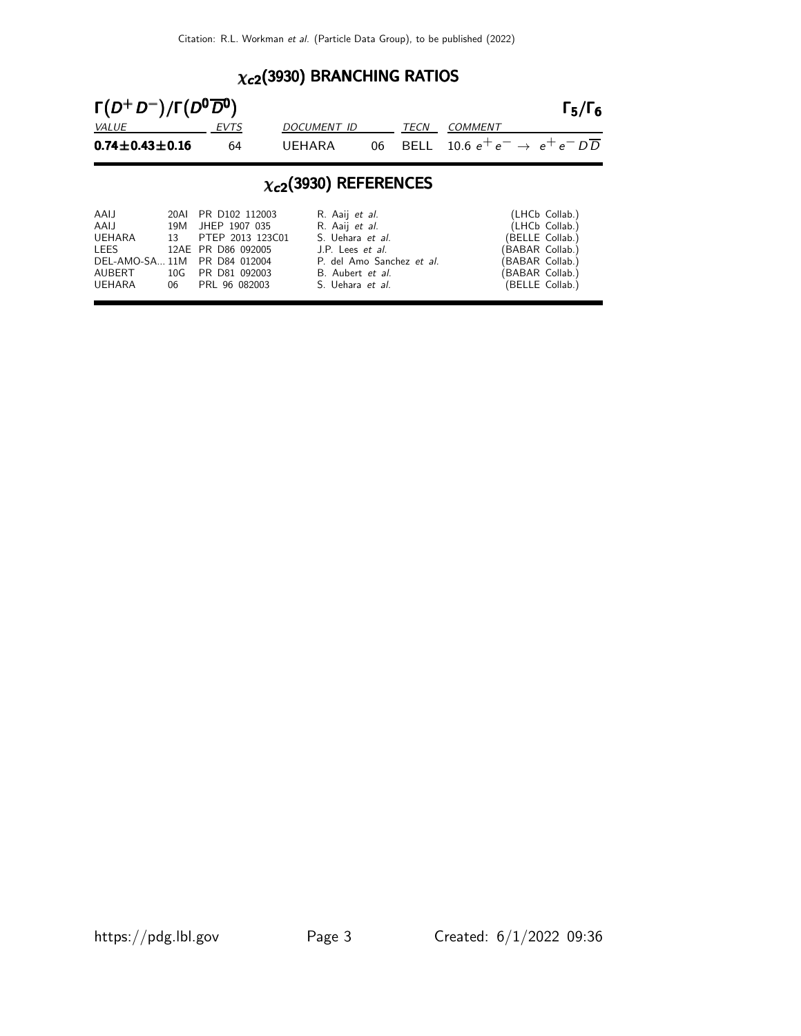## $\chi_{c2}(3930)$ BRANCHING RATIOS

### $\Gamma(D^+D^-)/\Gamma(D^0\overline{D}^0)$ $\Gamma_5/\Gamma_6$

| VALUE | EVTS | DOCUMENT ID | | TECN | COMMENT |
|---|---|---|---|---|---|
| **0.74±0.43±0.16** | 64 | UEHARA | 06 | BELL | 10.6 $e^+e^- \rightarrow e^+e^- D\overline{D}$ |

## $\chi_{c2}(3930)$ REFERENCES

| | | | | |
|---|---|---|---|---|
| AAIJ | 20AI | PR D102 112003 | R. Aaij *et al.* | (LHCb Collab.) |
| AAIJ | 19M | JHEP 1907 035 | R. Aaij *et al.* | (LHCb Collab.) |
| UEHARA | 13 | PTEP 2013 123C01 | S. Uehara *et al.* | (BELLE Collab.) |
| LEES | 12AE | PR D86 092005 | J.P. Lees *et al.* | (BABAR Collab.) |
| DEL-AMO-SA... | 11M | PR D84 012004 | P. del Amo Sanchez *et al.* | (BABAR Collab.) |
| AUBERT | 10G | PR D81 092003 | B. Aubert *et al.* | (BABAR Collab.) |
| UEHARA | 06 | PRL 96 082003 | S. Uehara *et al.* | (BELLE Collab.) |